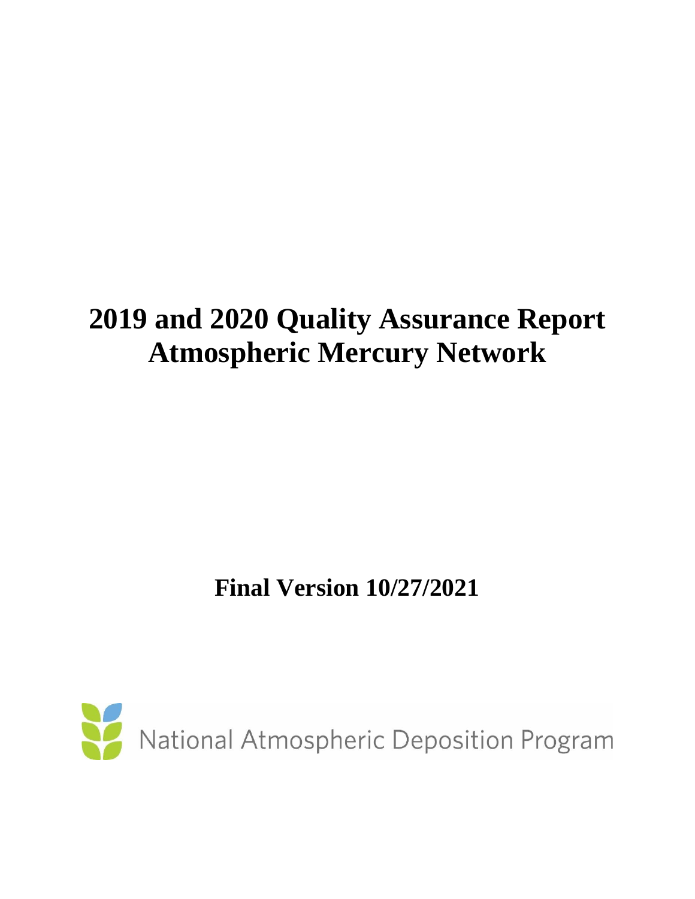# 2019 and 2020 Quality Assurance Report Atmospheric Mercury Network

**Final Version 10/27/2021**

National Atmospheric Deposition Program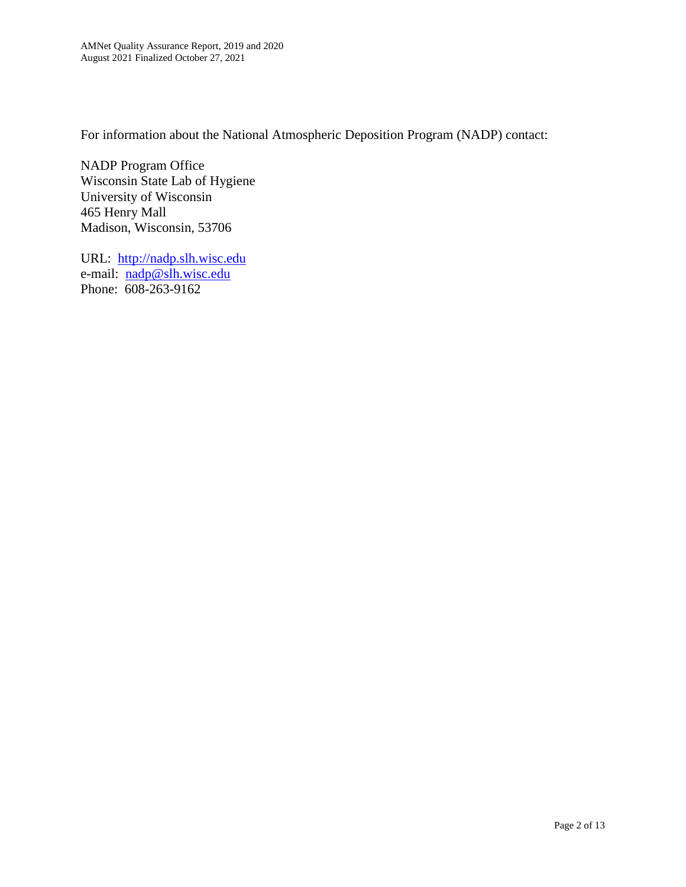For information about the National Atmospheric Deposition Program (NADP) contact:

NADP Program Office
Wisconsin State Lab of Hygiene
University of Wisconsin
465 Henry Mall
Madison, Wisconsin, 53706

URL: http://nadp.slh.wisc.edu
e-mail: nadp@slh.wisc.edu
Phone: 608-263-9162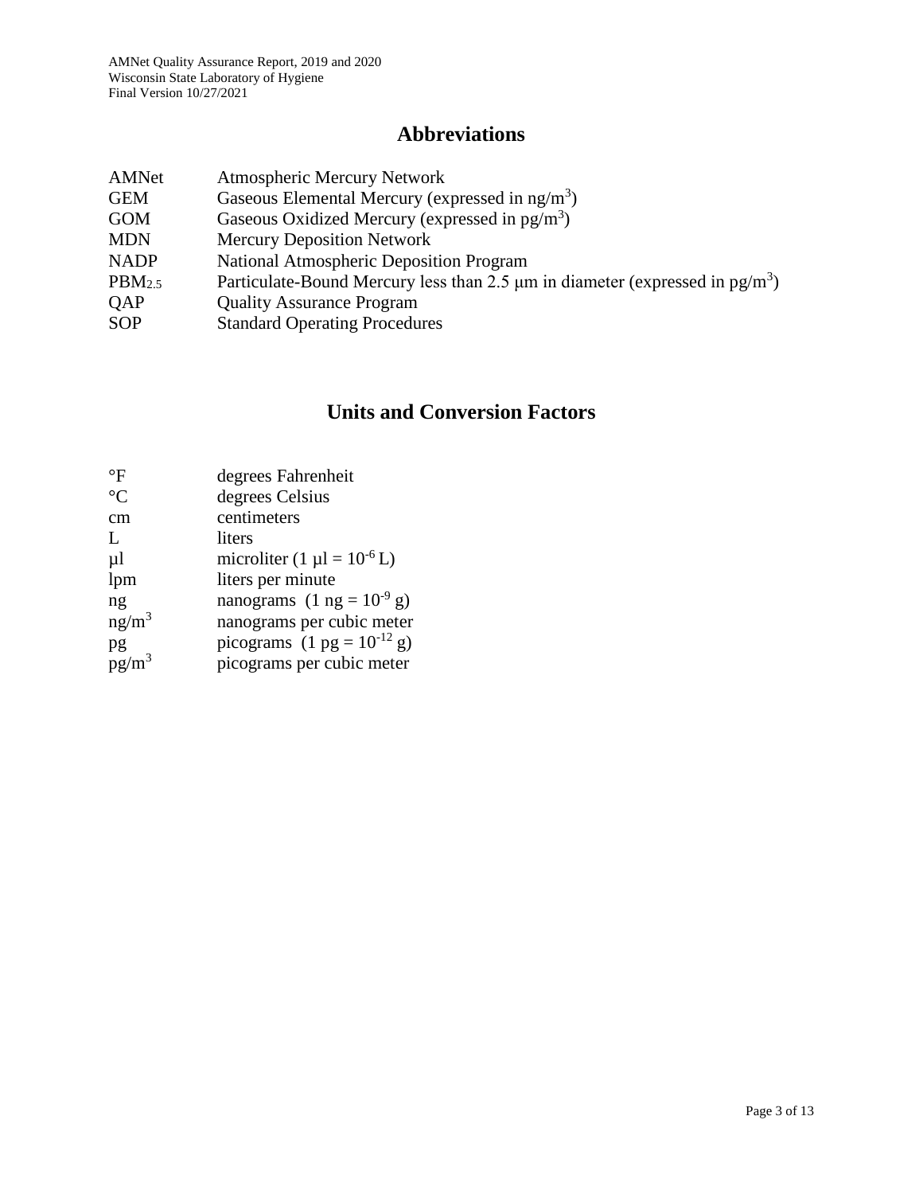## Abbreviations

| | |
|---|---|
| AMNet | Atmospheric Mercury Network |
| GEM | Gaseous Elemental Mercury (expressed in $ng/m^3$) |
| GOM | Gaseous Oxidized Mercury (expressed in $pg/m^3$) |
| MDN | Mercury Deposition Network |
| NADP | National Atmospheric Deposition Program |
| $PBM_{2.5}$ | Particulate-Bound Mercury less than 2.5 μm in diameter (expressed in $pg/m^3$) |
| QAP | Quality Assurance Program |
| SOP | Standard Operating Procedures |

## Units and Conversion Factors

| | |
|---|---|
| °F | degrees Fahrenheit |
| °C | degrees Celsius |
| cm | centimeters |
| L | liters |
| µl | microliter (1 µl = $10^{-6}$ L) |
| lpm | liters per minute |
| ng | nanograms (1 ng = $10^{-9}$ g) |
| $ng/m^3$ | nanograms per cubic meter |
| pg | picograms (1 pg = $10^{-12}$ g) |
| $pg/m^3$ | picograms per cubic meter |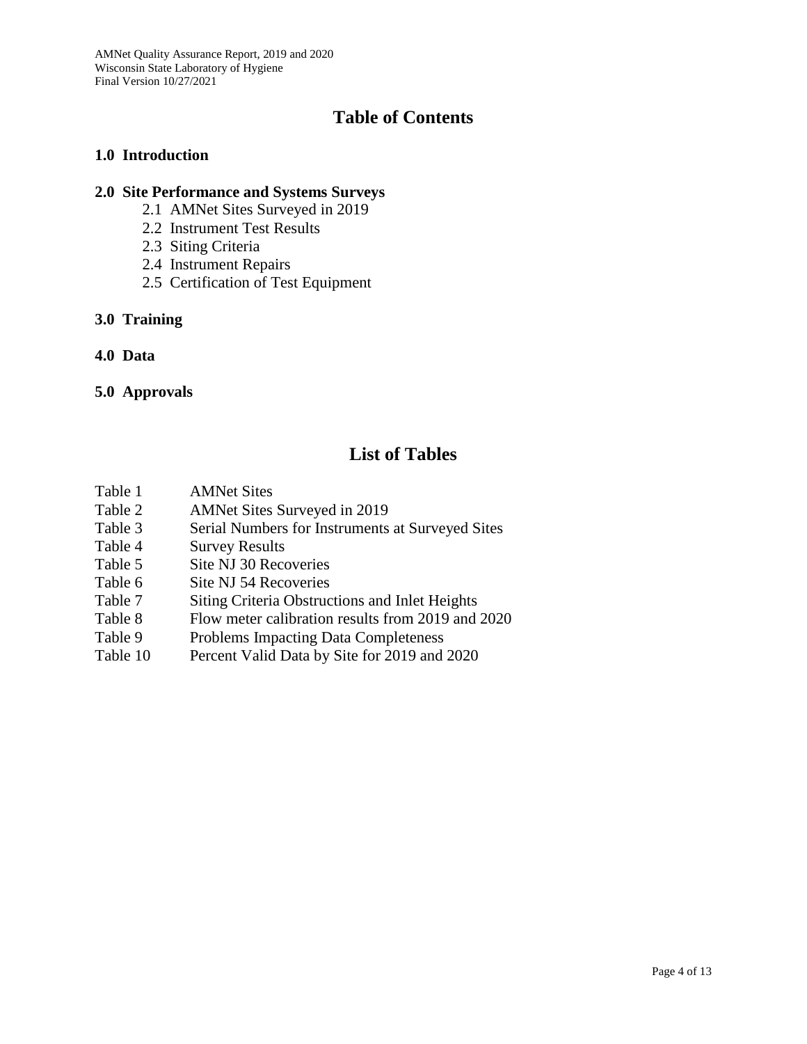# Table of Contents

**1.0 Introduction**

**2.0 Site Performance and Systems Surveys**

- 2.1 AMNet Sites Surveyed in 2019
- 2.2 Instrument Test Results
- 2.3 Siting Criteria
- 2.4 Instrument Repairs
- 2.5 Certification of Test Equipment

**3.0 Training**

**4.0 Data**

**5.0 Approvals**

# List of Tables

| | |
|---|---|
| Table 1 | AMNet Sites |
| Table 2 | AMNet Sites Surveyed in 2019 |
| Table 3 | Serial Numbers for Instruments at Surveyed Sites |
| Table 4 | Survey Results |
| Table 5 | Site NJ 30 Recoveries |
| Table 6 | Site NJ 54 Recoveries |
| Table 7 | Siting Criteria Obstructions and Inlet Heights |
| Table 8 | Flow meter calibration results from 2019 and 2020 |
| Table 9 | Problems Impacting Data Completeness |
| Table 10 | Percent Valid Data by Site for 2019 and 2020 |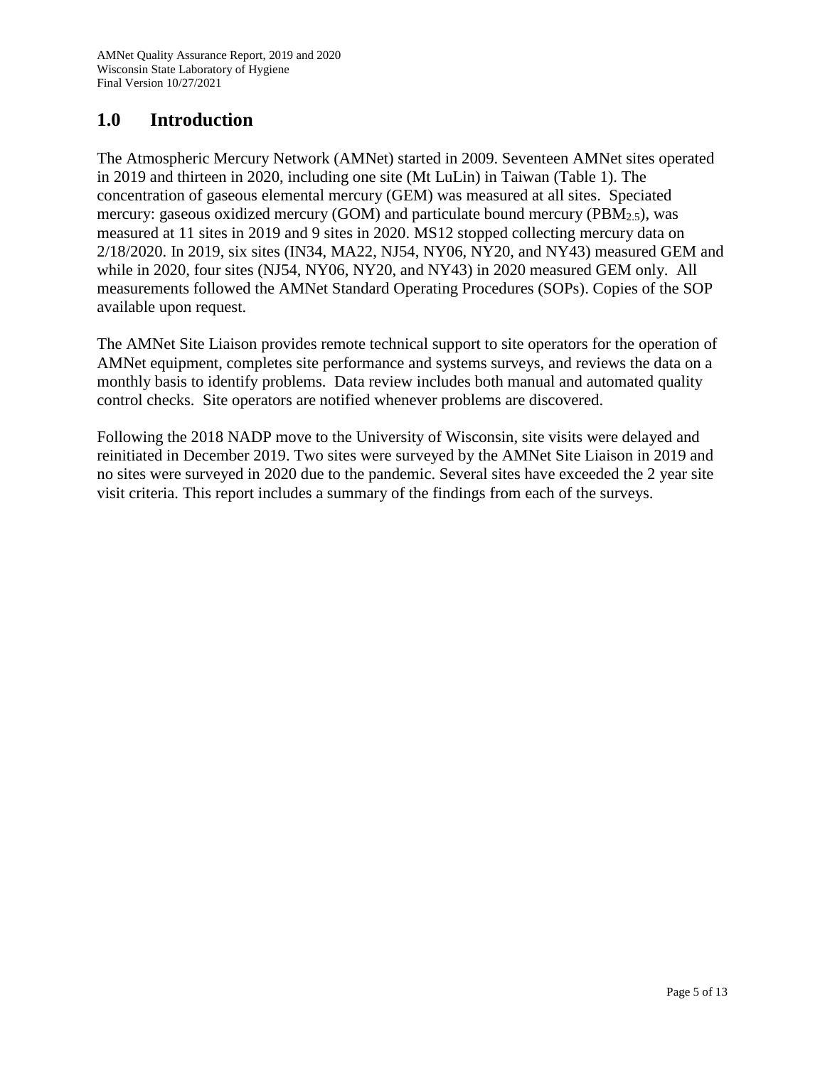## 1.0 Introduction

The Atmospheric Mercury Network (AMNet) started in 2009. Seventeen AMNet sites operated in 2019 and thirteen in 2020, including one site (Mt LuLin) in Taiwan (Table 1). The concentration of gaseous elemental mercury (GEM) was measured at all sites. Speciated mercury: gaseous oxidized mercury (GOM) and particulate bound mercury ($PBM_{2.5}$), was measured at 11 sites in 2019 and 9 sites in 2020. MS12 stopped collecting mercury data on 2/18/2020. In 2019, six sites (IN34, MA22, NJ54, NY06, NY20, and NY43) measured GEM and while in 2020, four sites (NJ54, NY06, NY20, and NY43) in 2020 measured GEM only. All measurements followed the AMNet Standard Operating Procedures (SOPs). Copies of the SOP available upon request.

The AMNet Site Liaison provides remote technical support to site operators for the operation of AMNet equipment, completes site performance and systems surveys, and reviews the data on a monthly basis to identify problems. Data review includes both manual and automated quality control checks. Site operators are notified whenever problems are discovered.

Following the 2018 NADP move to the University of Wisconsin, site visits were delayed and reinitiated in December 2019. Two sites were surveyed by the AMNet Site Liaison in 2019 and no sites were surveyed in 2020 due to the pandemic. Several sites have exceeded the 2 year site visit criteria. This report includes a summary of the findings from each of the surveys.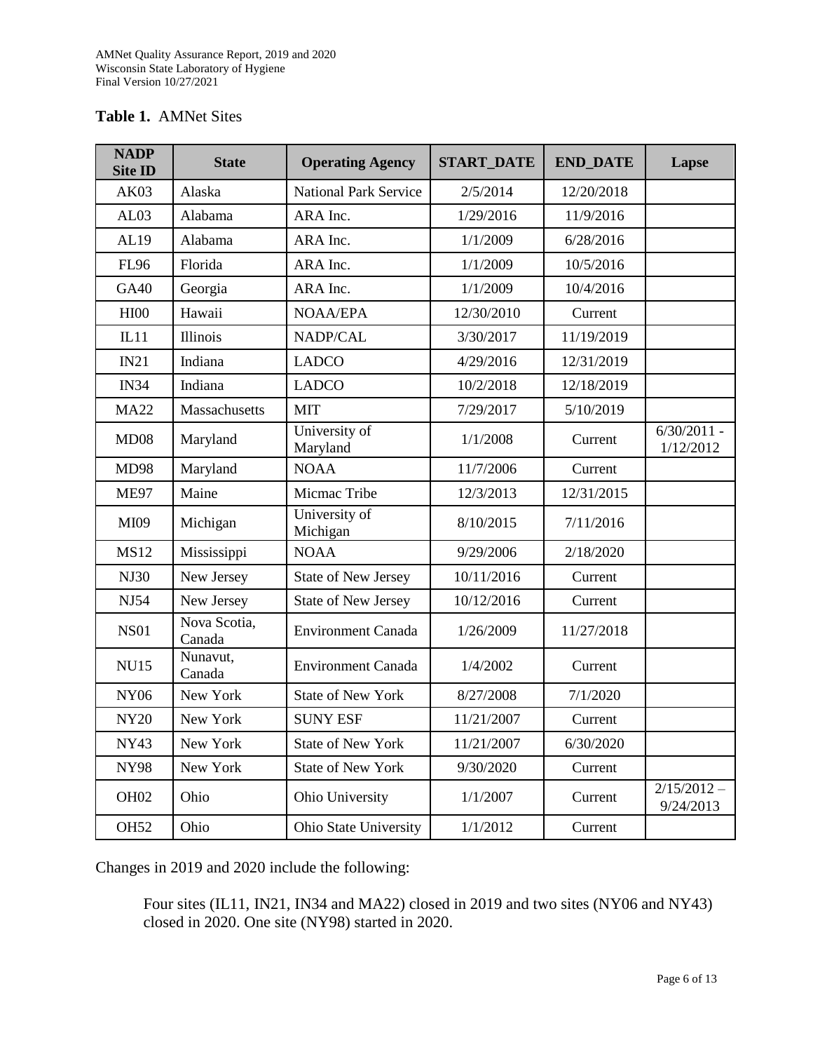**Table 1.** AMNet Sites

| NADP Site ID | State | Operating Agency | START_DATE | END_DATE | Lapse |
|---|---|---|---|---|---|
| AK03 | Alaska | National Park Service | 2/5/2014 | 12/20/2018 | |
| AL03 | Alabama | ARA Inc. | 1/29/2016 | 11/9/2016 | |
| AL19 | Alabama | ARA Inc. | 1/1/2009 | 6/28/2016 | |
| FL96 | Florida | ARA Inc. | 1/1/2009 | 10/5/2016 | |
| GA40 | Georgia | ARA Inc. | 1/1/2009 | 10/4/2016 | |
| HI00 | Hawaii | NOAA/EPA | 12/30/2010 | Current | |
| IL11 | Illinois | NADP/CAL | 3/30/2017 | 11/19/2019 | |
| IN21 | Indiana | LADCO | 4/29/2016 | 12/31/2019 | |
| IN34 | Indiana | LADCO | 10/2/2018 | 12/18/2019 | |
| MA22 | Massachusetts | MIT | 7/29/2017 | 5/10/2019 | |
| MD08 | Maryland | University of Maryland | 1/1/2008 | Current | 6/30/2011 - 1/12/2012 |
| MD98 | Maryland | NOAA | 11/7/2006 | Current | |
| ME97 | Maine | Micmac Tribe | 12/3/2013 | 12/31/2015 | |
| MI09 | Michigan | University of Michigan | 8/10/2015 | 7/11/2016 | |
| MS12 | Mississippi | NOAA | 9/29/2006 | 2/18/2020 | |
| NJ30 | New Jersey | State of New Jersey | 10/11/2016 | Current | |
| NJ54 | New Jersey | State of New Jersey | 10/12/2016 | Current | |
| NS01 | Nova Scotia, Canada | Environment Canada | 1/26/2009 | 11/27/2018 | |
| NU15 | Nunavut, Canada | Environment Canada | 1/4/2002 | Current | |
| NY06 | New York | State of New York | 8/27/2008 | 7/1/2020 | |
| NY20 | New York | SUNY ESF | 11/21/2007 | Current | |
| NY43 | New York | State of New York | 11/21/2007 | 6/30/2020 | |
| NY98 | New York | State of New York | 9/30/2020 | Current | |
| OH02 | Ohio | Ohio University | 1/1/2007 | Current | 2/15/2012 – 9/24/2013 |
| OH52 | Ohio | Ohio State University | 1/1/2012 | Current | |

Changes in 2019 and 2020 include the following:

Four sites (IL11, IN21, IN34 and MA22) closed in 2019 and two sites (NY06 and NY43) closed in 2020. One site (NY98) started in 2020.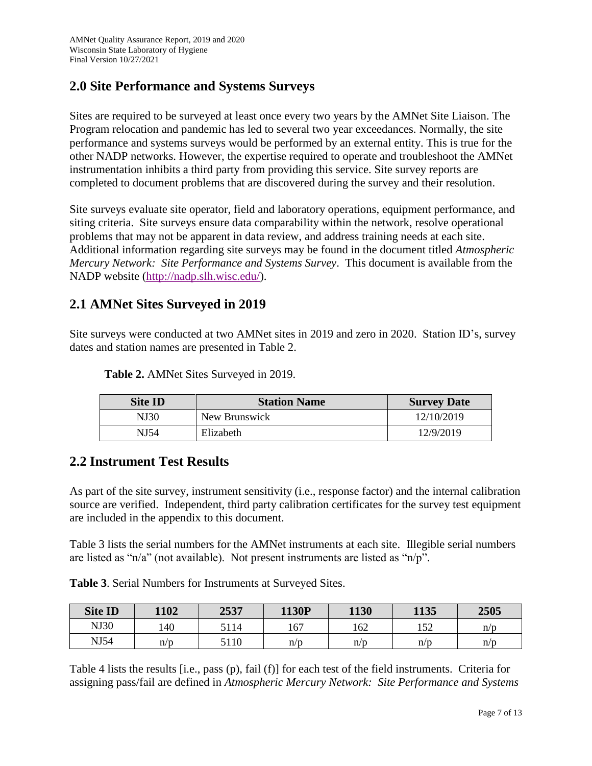## 2.0 Site Performance and Systems Surveys

Sites are required to be surveyed at least once every two years by the AMNet Site Liaison. The Program relocation and pandemic has led to several two year exceedances. Normally, the site performance and systems surveys would be performed by an external entity. This is true for the other NADP networks. However, the expertise required to operate and troubleshoot the AMNet instrumentation inhibits a third party from providing this service. Site survey reports are completed to document problems that are discovered during the survey and their resolution.

Site surveys evaluate site operator, field and laboratory operations, equipment performance, and siting criteria. Site surveys ensure data comparability within the network, resolve operational problems that may not be apparent in data review, and address training needs at each site. Additional information regarding site surveys may be found in the document titled *Atmospheric Mercury Network: Site Performance and Systems Survey*. This document is available from the NADP website (http://nadp.slh.wisc.edu/).

## 2.1 AMNet Sites Surveyed in 2019

Site surveys were conducted at two AMNet sites in 2019 and zero in 2020. Station ID's, survey dates and station names are presented in Table 2.

**Table 2.** AMNet Sites Surveyed in 2019.

| Site ID | Station Name | Survey Date |
|---|---|---|
| NJ30 | New Brunswick | 12/10/2019 |
| NJ54 | Elizabeth | 12/9/2019 |

## 2.2 Instrument Test Results

As part of the site survey, instrument sensitivity (i.e., response factor) and the internal calibration source are verified. Independent, third party calibration certificates for the survey test equipment are included in the appendix to this document.

Table 3 lists the serial numbers for the AMNet instruments at each site. Illegible serial numbers are listed as "n/a" (not available). Not present instruments are listed as "n/p".

**Table 3**. Serial Numbers for Instruments at Surveyed Sites.

| Site ID | 1102 | 2537 | 1130P | 1130 | 1135 | 2505 |
|---|---|---|---|---|---|---|
| NJ30 | 140 | 5114 | 167 | 162 | 152 | n/p |
| NJ54 | n/p | 5110 | n/p | n/p | n/p | n/p |

Table 4 lists the results [i.e., pass (p), fail (f)] for each test of the field instruments. Criteria for assigning pass/fail are defined in *Atmospheric Mercury Network: Site Performance and Systems*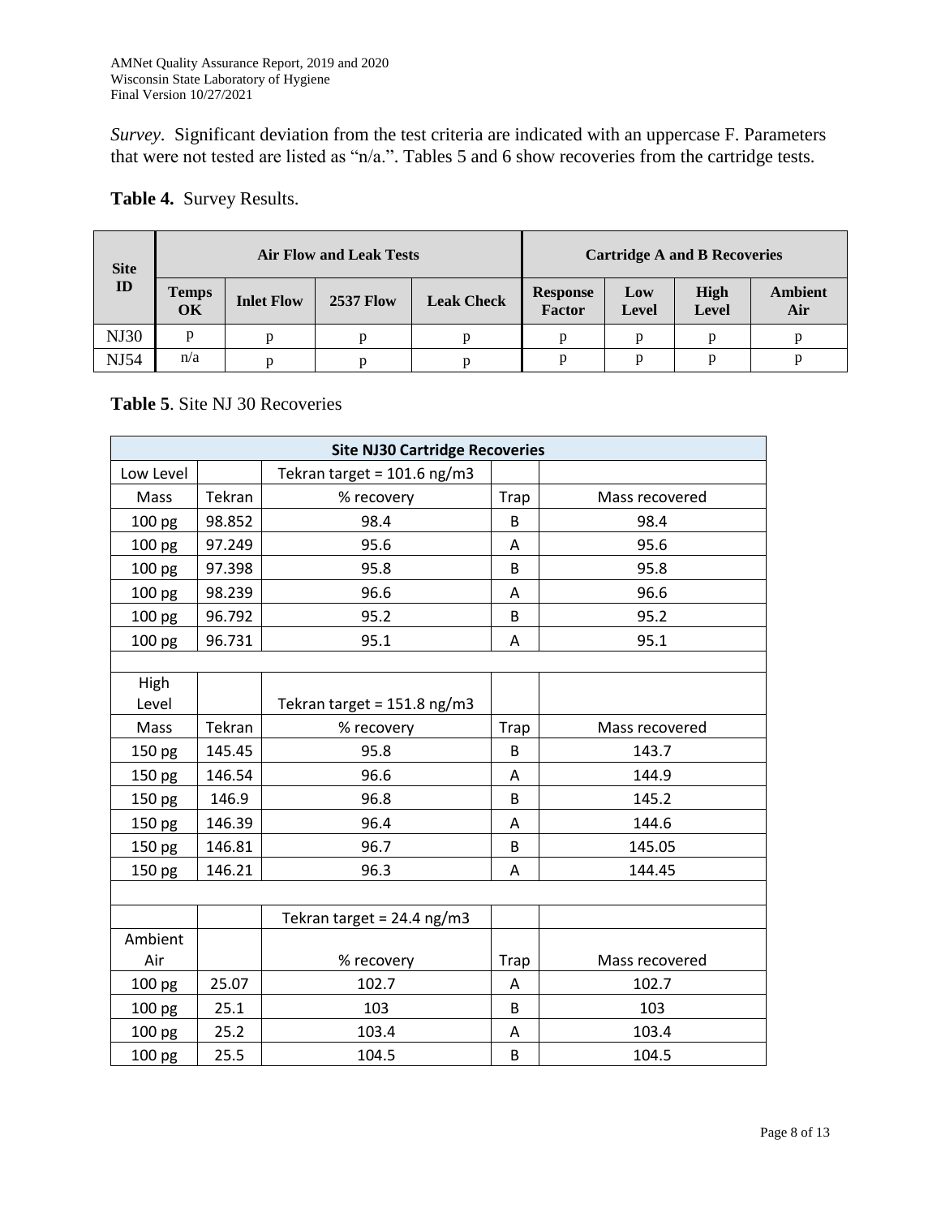*Survey*. Significant deviation from the test criteria are indicated with an uppercase F. Parameters that were not tested are listed as "n/a.". Tables 5 and 6 show recoveries from the cartridge tests.

**Table 4.** Survey Results.

| Site ID | Air Flow and Leak Tests | | | | Cartridge A and B Recoveries | | | |
|---|---|---|---|---|---|---|---|---|
| | **Temps OK** | **Inlet Flow** | **2537 Flow** | **Leak Check** | **Response Factor** | **Low Level** | **High Level** | **Ambient Air** |
| NJ30 | p | p | p | p | p | p | p | p |
| NJ54 | n/a | p | p | p | p | p | p | p |

**Table 5**. Site NJ 30 Recoveries

| Site NJ30 Cartridge Recoveries | | | | |
|---|---|---|---|---|
| Low Level | | Tekran target = 101.6 ng/m3 | | |
| Mass | Tekran | % recovery | Trap | Mass recovered |
| 100 pg | 98.852 | 98.4 | B | 98.4 |
| 100 pg | 97.249 | 95.6 | A | 95.6 |
| 100 pg | 97.398 | 95.8 | B | 95.8 |
| 100 pg | 98.239 | 96.6 | A | 96.6 |
| 100 pg | 96.792 | 95.2 | B | 95.2 |
| 100 pg | 96.731 | 95.1 | A | 95.1 |
| | | | | |
| High Level | | Tekran target = 151.8 ng/m3 | | |
| Mass | Tekran | % recovery | Trap | Mass recovered |
| 150 pg | 145.45 | 95.8 | B | 143.7 |
| 150 pg | 146.54 | 96.6 | A | 144.9 |
| 150 pg | 146.9 | 96.8 | B | 145.2 |
| 150 pg | 146.39 | 96.4 | A | 144.6 |
| 150 pg | 146.81 | 96.7 | B | 145.05 |
| 150 pg | 146.21 | 96.3 | A | 144.45 |
| | | | | |
| | | Tekran target = 24.4 ng/m3 | | |
| Ambient Air | | % recovery | Trap | Mass recovered |
| 100 pg | 25.07 | 102.7 | A | 102.7 |
| 100 pg | 25.1 | 103 | B | 103 |
| 100 pg | 25.2 | 103.4 | A | 103.4 |
| 100 pg | 25.5 | 104.5 | B | 104.5 |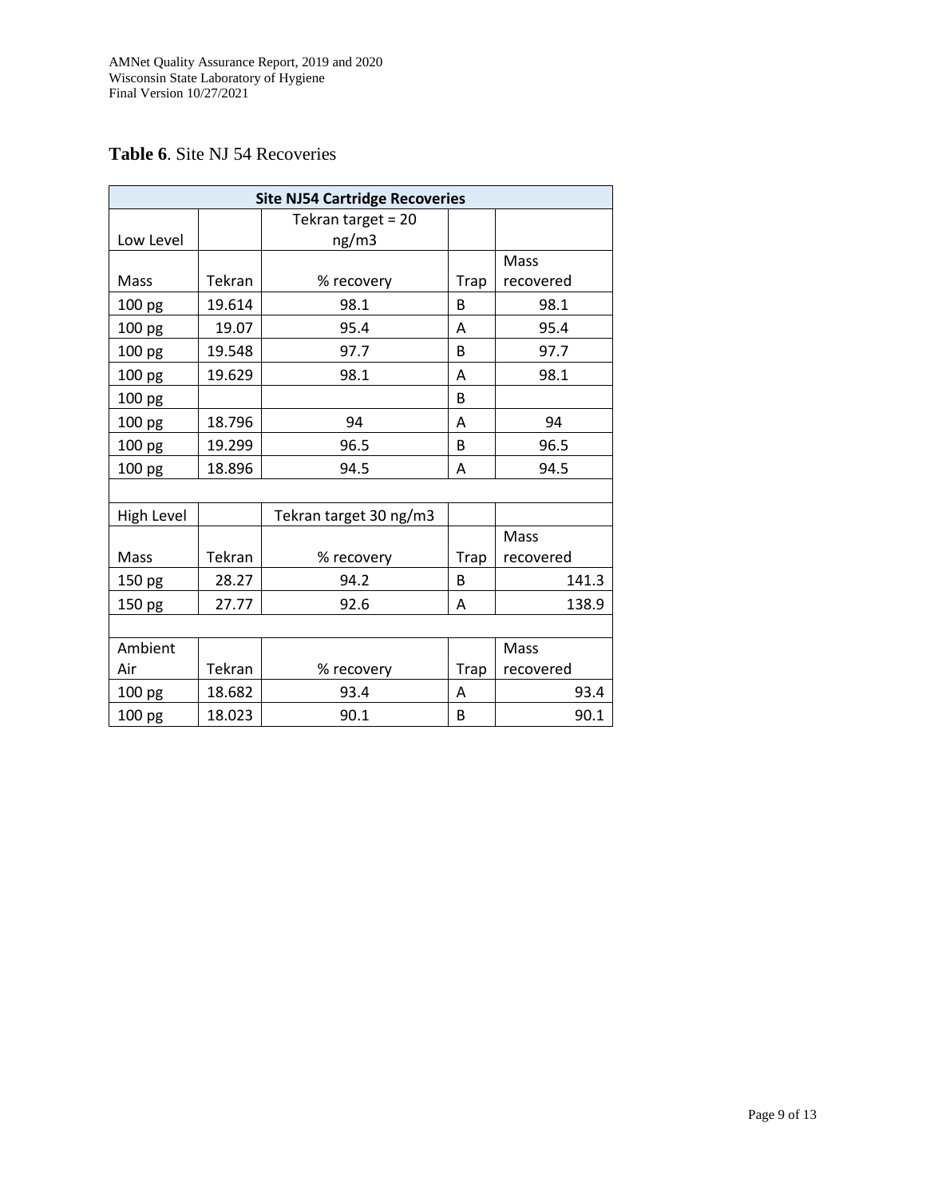**Table 6**. Site NJ 54 Recoveries

| Site NJ54 Cartridge Recoveries | | | | |
|---|---|---|---|---|
| Low Level | | Tekran target = 20 ng/m3 | | |
| Mass | Tekran | % recovery | Trap | Mass recovered |
| 100 pg | 19.614 | 98.1 | B | 98.1 |
| 100 pg | 19.07 | 95.4 | A | 95.4 |
| 100 pg | 19.548 | 97.7 | B | 97.7 |
| 100 pg | 19.629 | 98.1 | A | 98.1 |
| 100 pg | | | B | |
| 100 pg | 18.796 | 94 | A | 94 |
| 100 pg | 19.299 | 96.5 | B | 96.5 |
| 100 pg | 18.896 | 94.5 | A | 94.5 |
| | | | | |
| High Level | | Tekran target 30 ng/m3 | | |
| Mass | Tekran | % recovery | Trap | Mass recovered |
| 150 pg | 28.27 | 94.2 | B | 141.3 |
| 150 pg | 27.77 | 92.6 | A | 138.9 |
| | | | | |
| Ambient Air | Tekran | % recovery | Trap | Mass recovered |
| 100 pg | 18.682 | 93.4 | A | 93.4 |
| 100 pg | 18.023 | 90.1 | B | 90.1 |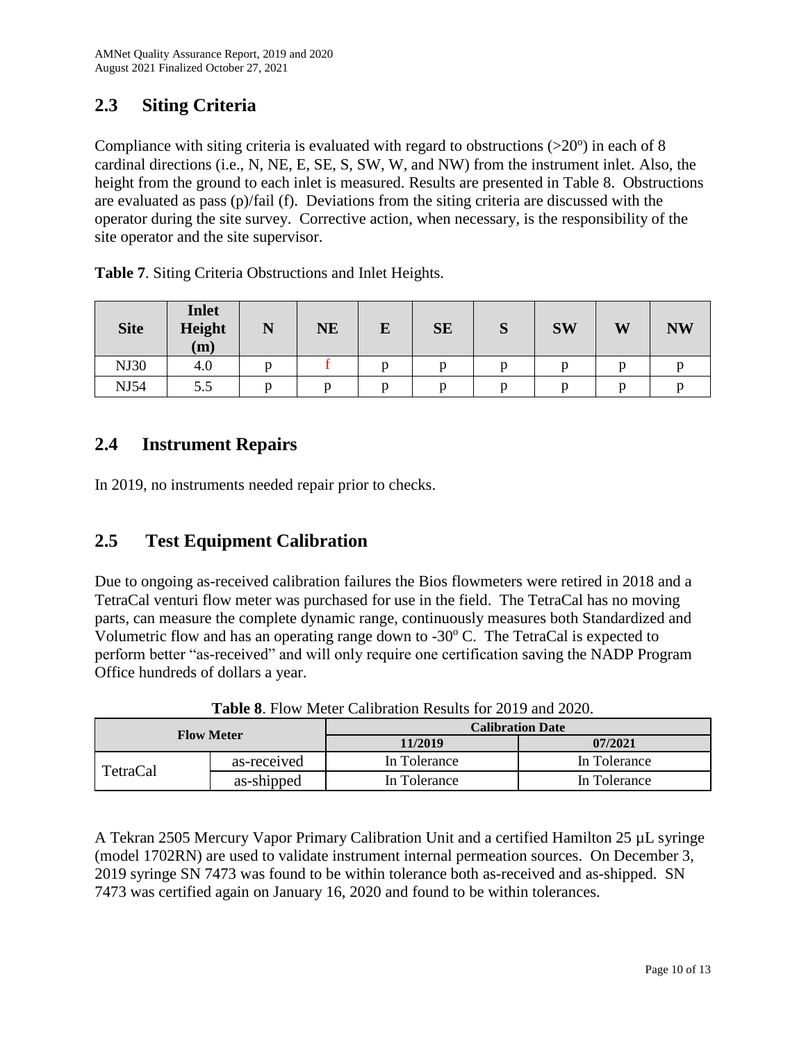## 2.3 Siting Criteria

Compliance with siting criteria is evaluated with regard to obstructions (>20º) in each of 8 cardinal directions (i.e., N, NE, E, SE, S, SW, W, and NW) from the instrument inlet. Also, the height from the ground to each inlet is measured. Results are presented in Table 8. Obstructions are evaluated as pass (p)/fail (f). Deviations from the siting criteria are discussed with the operator during the site survey. Corrective action, when necessary, is the responsibility of the site operator and the site supervisor.

**Table 7**. Siting Criteria Obstructions and Inlet Heights.

| Site | Inlet Height (m) | N | NE | E | SE | S | SW | W | NW |
|---|---|---|---|---|---|---|---|---|---|
| NJ30 | 4.0 | p | f | p | p | p | p | p | p |
| NJ54 | 5.5 | p | p | p | p | p | p | p | p |

## 2.4 Instrument Repairs

In 2019, no instruments needed repair prior to checks.

## 2.5 Test Equipment Calibration

Due to ongoing as-received calibration failures the Bios flowmeters were retired in 2018 and a TetraCal venturi flow meter was purchased for use in the field. The TetraCal has no moving parts, can measure the complete dynamic range, continuously measures both Standardized and Volumetric flow and has an operating range down to -30º C. The TetraCal is expected to perform better "as-received" and will only require one certification saving the NADP Program Office hundreds of dollars a year.

**Table 8**. Flow Meter Calibration Results for 2019 and 2020.

| Flow Meter | | Calibration Date | |
|---|---|---|---|
| | | 11/2019 | 07/2021 |
| TetraCal | as-received | In Tolerance | In Tolerance |
| | as-shipped | In Tolerance | In Tolerance |

A Tekran 2505 Mercury Vapor Primary Calibration Unit and a certified Hamilton 25 µL syringe (model 1702RN) are used to validate instrument internal permeation sources. On December 3, 2019 syringe SN 7473 was found to be within tolerance both as-received and as-shipped. SN 7473 was certified again on January 16, 2020 and found to be within tolerances.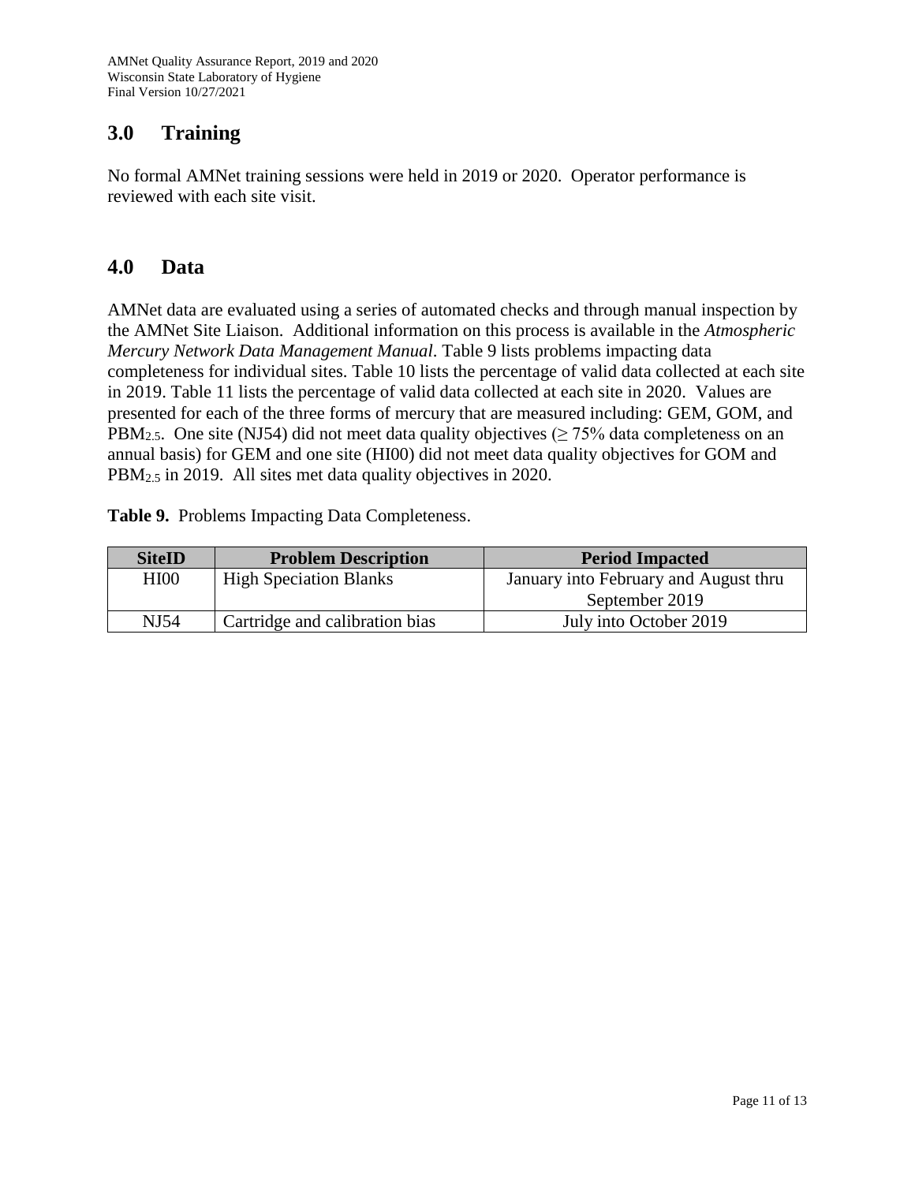## 3.0 Training

No formal AMNet training sessions were held in 2019 or 2020. Operator performance is reviewed with each site visit.

## 4.0 Data

AMNet data are evaluated using a series of automated checks and through manual inspection by the AMNet Site Liaison. Additional information on this process is available in the *Atmospheric Mercury Network Data Management Manual*. Table 9 lists problems impacting data completeness for individual sites. Table 10 lists the percentage of valid data collected at each site in 2019. Table 11 lists the percentage of valid data collected at each site in 2020. Values are presented for each of the three forms of mercury that are measured including: GEM, GOM, and $PBM_{2.5}$. One site (NJ54) did not meet data quality objectives ($\geq$ 75% data completeness on an annual basis) for GEM and one site (HI00) did not meet data quality objectives for GOM and $PBM_{2.5}$ in 2019. All sites met data quality objectives in 2020.

**Table 9.** Problems Impacting Data Completeness.

| SiteID | Problem Description | Period Impacted |
|---|---|---|
| HI00 | High Speciation Blanks | January into February and August thru September 2019 |
| NJ54 | Cartridge and calibration bias | July into October 2019 |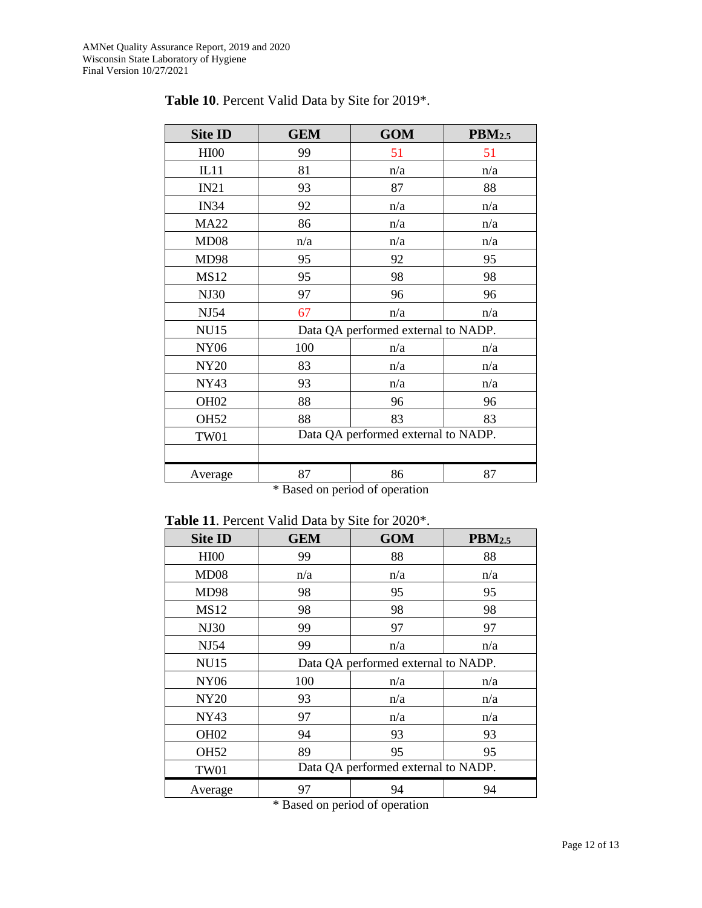**Table 10**. Percent Valid Data by Site for 2019*.

| Site ID | GEM | GOM | $PBM_{2.5}$ |
|---|---|---|---|
| HI00 | 99 | 51 | 51 |
| IL11 | 81 | n/a | n/a |
| IN21 | 93 | 87 | 88 |
| IN34 | 92 | n/a | n/a |
| MA22 | 86 | n/a | n/a |
| MD08 | n/a | n/a | n/a |
| MD98 | 95 | 92 | 95 |
| MS12 | 95 | 98 | 98 |
| NJ30 | 97 | 96 | 96 |
| NJ54 | 67 | n/a | n/a |
| NU15 | Data QA performed external to NADP. | | |
| NY06 | 100 | n/a | n/a |
| NY20 | 83 | n/a | n/a |
| NY43 | 93 | n/a | n/a |
| OH02 | 88 | 96 | 96 |
| OH52 | 88 | 83 | 83 |
| TW01 | Data QA performed external to NADP. | | |
| | | | |
| Average | 87 | 86 | 87 |

\* Based on period of operation

**Table 11**. Percent Valid Data by Site for 2020*.

| Site ID | GEM | GOM | $PBM_{2.5}$ |
|---|---|---|---|
| HI00 | 99 | 88 | 88 |
| MD08 | n/a | n/a | n/a |
| MD98 | 98 | 95 | 95 |
| MS12 | 98 | 98 | 98 |
| NJ30 | 99 | 97 | 97 |
| NJ54 | 99 | n/a | n/a |
| NU15 | Data QA performed external to NADP. | | |
| NY06 | 100 | n/a | n/a |
| NY20 | 93 | n/a | n/a |
| NY43 | 97 | n/a | n/a |
| OH02 | 94 | 93 | 93 |
| OH52 | 89 | 95 | 95 |
| TW01 | Data QA performed external to NADP. | | |
| Average | 97 | 94 | 94 |

\* Based on period of operation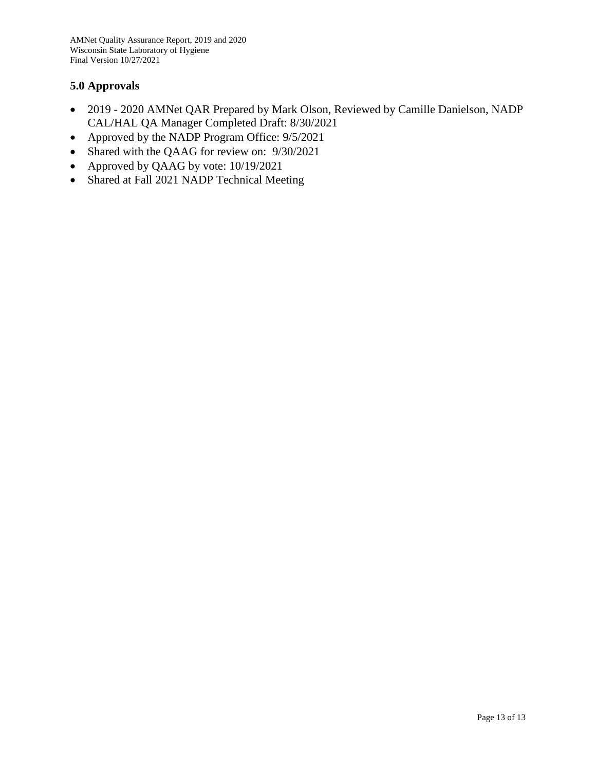## 5.0 Approvals

- 2019 - 2020 AMNet QAR Prepared by Mark Olson, Reviewed by Camille Danielson, NADP CAL/HAL QA Manager Completed Draft: 8/30/2021
- Approved by the NADP Program Office: 9/5/2021
- Shared with the QAAG for review on: 9/30/2021
- Approved by QAAG by vote: 10/19/2021
- Shared at Fall 2021 NADP Technical Meeting